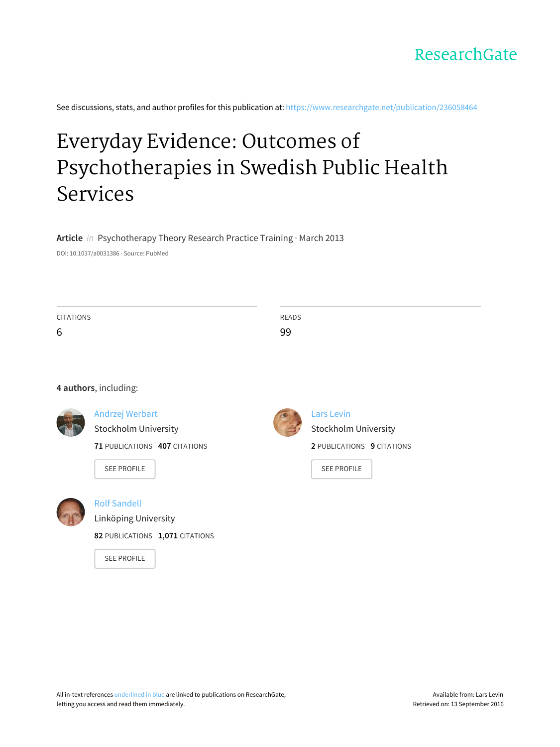ResearchGate

See discussions, stats, and author profiles for this publication at: https://www.researchgate.net/publication/236058464

# Everyday Evidence: Outcomes of Psychotherapies in Swedish Public Health Services

**Article** *in* Psychotherapy Theory Research Practice Training · March 2013

DOI: 10.1037/a0031386 · Source: PubMed

CITATIONS
6

READS
99

**4 authors**, including:

Andrzej Werbart
Stockholm University
**71** PUBLICATIONS **407** CITATIONS

SEE PROFILE

Lars Levin
Stockholm University
**2** PUBLICATIONS **9** CITATIONS

SEE PROFILE

Rolf Sandell
Linköping University
**82** PUBLICATIONS **1,071** CITATIONS

SEE PROFILE

All in-text references underlined in blue are linked to publications on ResearchGate, letting you access and read them immediately.

Available from: Lars Levin
Retrieved on: 13 September 2016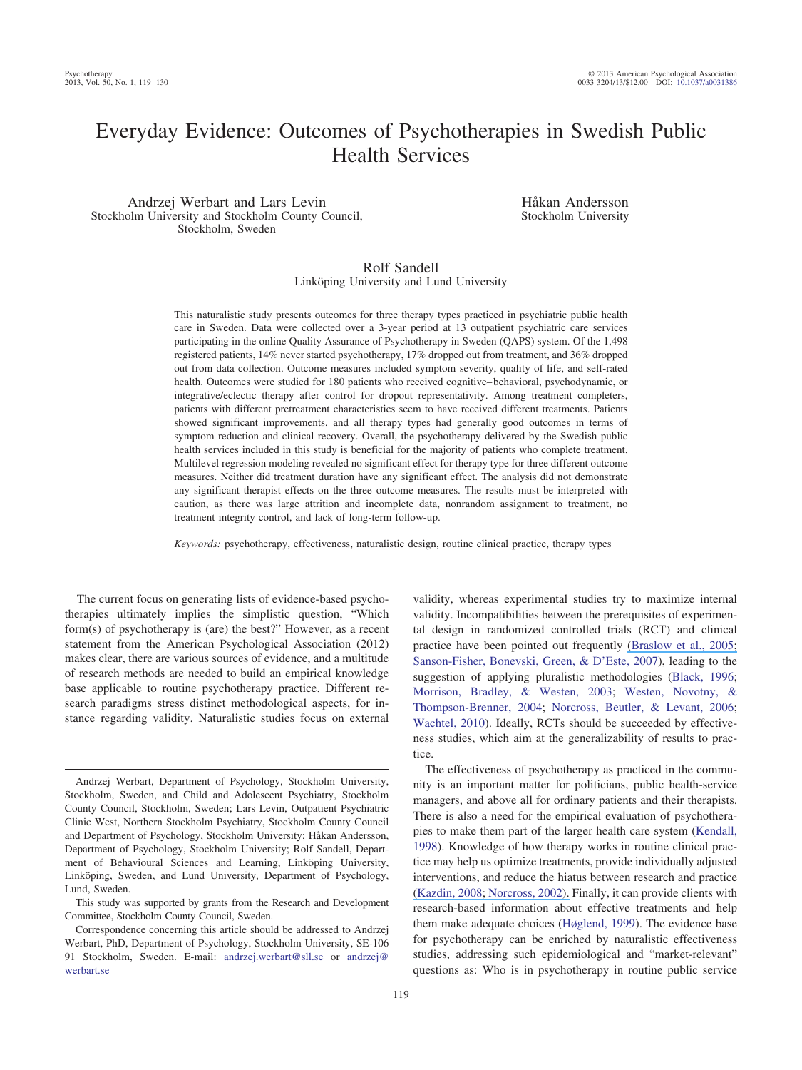# Everyday Evidence: Outcomes of Psychotherapies in Swedish Public Health Services

Andrzej Werbart and Lars Levin
Stockholm University and Stockholm County Council, Stockholm, Sweden

Håkan Andersson
Stockholm University

Rolf Sandell
Linköping University and Lund University

This naturalistic study presents outcomes for three therapy types practiced in psychiatric public health care in Sweden. Data were collected over a 3-year period at 13 outpatient psychiatric care services participating in the online Quality Assurance of Psychotherapy in Sweden (QAPS) system. Of the 1,498 registered patients, 14% never started psychotherapy, 17% dropped out from treatment, and 36% dropped out from data collection. Outcome measures included symptom severity, quality of life, and self-rated health. Outcomes were studied for 180 patients who received cognitive–behavioral, psychodynamic, or integrative/eclectic therapy after control for dropout representativity. Among treatment completers, patients with different pretreatment characteristics seem to have received different treatments. Patients showed significant improvements, and all therapy types had generally good outcomes in terms of symptom reduction and clinical recovery. Overall, the psychotherapy delivered by the Swedish public health services included in this study is beneficial for the majority of patients who complete treatment. Multilevel regression modeling revealed no significant effect for therapy type for three different outcome measures. Neither did treatment duration have any significant effect. The analysis did not demonstrate any significant therapist effects on the three outcome measures. The results must be interpreted with caution, as there was large attrition and incomplete data, nonrandom assignment to treatment, no treatment integrity control, and lack of long-term follow-up.

*Keywords:* psychotherapy, effectiveness, naturalistic design, routine clinical practice, therapy types

The current focus on generating lists of evidence-based psychotherapies ultimately implies the simplistic question, "Which form(s) of psychotherapy is (are) the best?" However, as a recent statement from the American Psychological Association (2012) makes clear, there are various sources of evidence, and a multitude of research methods are needed to build an empirical knowledge base applicable to routine psychotherapy practice. Different research paradigms stress distinct methodological aspects, for instance regarding validity. Naturalistic studies focus on external validity, whereas experimental studies try to maximize internal validity. Incompatibilities between the prerequisites of experimental design in randomized controlled trials (RCT) and clinical practice have been pointed out frequently (Braslow et al., 2005; Sanson-Fisher, Bonevski, Green, & D'Este, 2007), leading to the suggestion of applying pluralistic methodologies (Black, 1996; Morrison, Bradley, & Westen, 2003; Westen, Novotny, & Thompson-Brenner, 2004; Norcross, Beutler, & Levant, 2006; Wachtel, 2010). Ideally, RCTs should be succeeded by effectiveness studies, which aim at the generalizability of results to practice.

The effectiveness of psychotherapy as practiced in the community is an important matter for politicians, public health-service managers, and above all for ordinary patients and their therapists. There is also a need for the empirical evaluation of psychotherapies to make them part of the larger health care system (Kendall, 1998). Knowledge of how therapy works in routine clinical practice may help us optimize treatments, provide individually adjusted interventions, and reduce the hiatus between research and practice (Kazdin, 2008; Norcross, 2002). Finally, it can provide clients with research-based information about effective treatments and help them make adequate choices (Høglend, 1999). The evidence base for psychotherapy can be enriched by naturalistic effectiveness studies, addressing such epidemiological and "market-relevant" questions as: Who is in psychotherapy in routine public service

Andrzej Werbart, Department of Psychology, Stockholm University, Stockholm, Sweden, and Child and Adolescent Psychiatry, Stockholm County Council, Stockholm, Sweden; Lars Levin, Outpatient Psychiatric Clinic West, Northern Stockholm Psychiatry, Stockholm County Council and Department of Psychology, Stockholm University; Håkan Andersson, Department of Psychology, Stockholm University; Rolf Sandell, Department of Behavioural Sciences and Learning, Linköping University, Linköping, Sweden, and Lund University, Department of Psychology, Lund, Sweden.

This study was supported by grants from the Research and Development Committee, Stockholm County Council, Sweden.

Correspondence concerning this article should be addressed to Andrzej Werbart, PhD, Department of Psychology, Stockholm University, SE-106 91 Stockholm, Sweden. E-mail: andrzej.werbart@sll.se or andrzej@werbart.se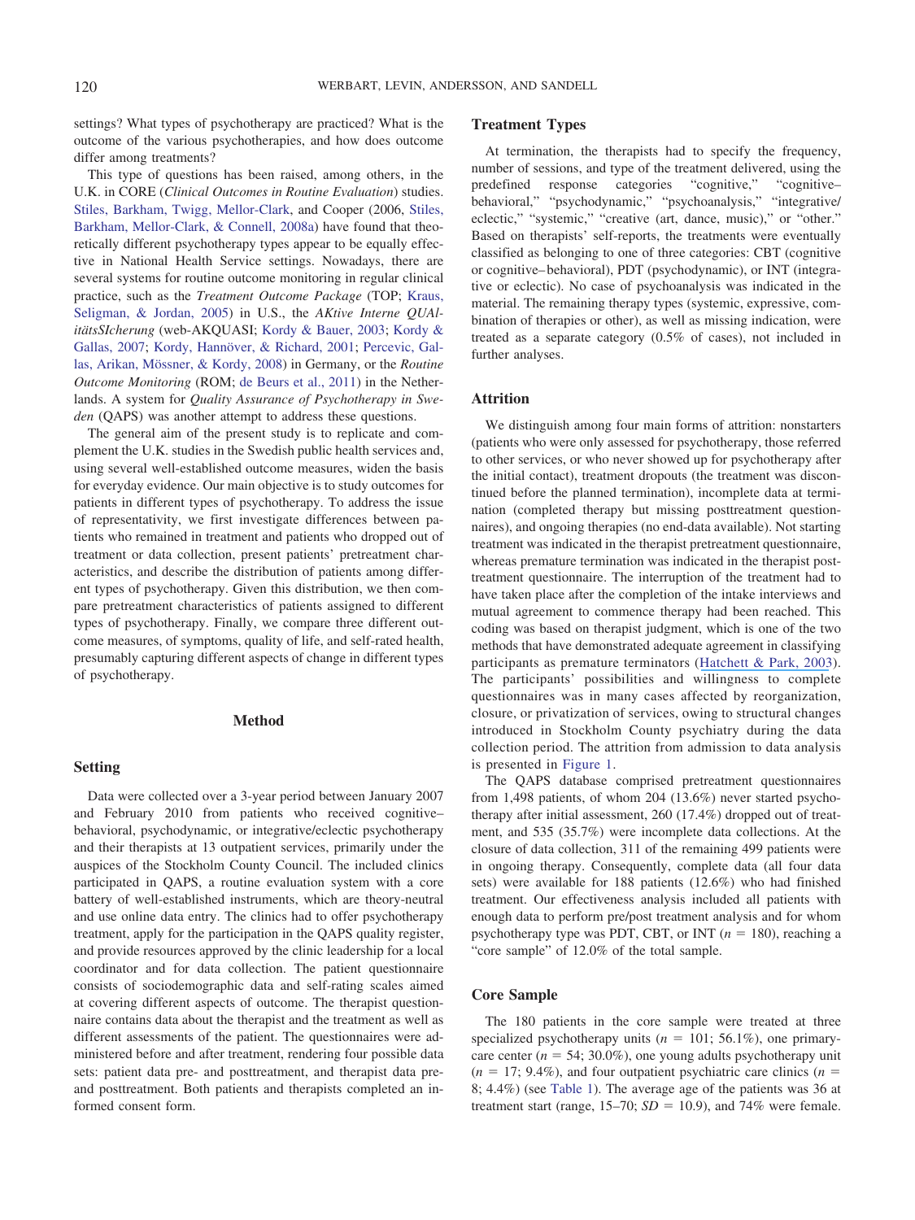settings? What types of psychotherapy are practiced? What is the outcome of the various psychotherapies, and how does outcome differ among treatments?

This type of questions has been raised, among others, in the U.K. in CORE (*Clinical Outcomes in Routine Evaluation*) studies. Stiles, Barkham, Twigg, Mellor-Clark, and Cooper (2006, Stiles, Barkham, Mellor-Clark, & Connell, 2008a) have found that theoretically different psychotherapy types appear to be equally effective in National Health Service settings. Nowadays, there are several systems for routine outcome monitoring in regular clinical practice, such as the *Treatment Outcome Package* (TOP; Kraus, Seligman, & Jordan, 2005) in U.S., the *AKtive Interne QUAlitätsSIcherung* (web-AKQUASI; Kordy & Bauer, 2003; Kordy & Gallas, 2007; Kordy, Hannöver, & Richard, 2001; Percevic, Gallas, Arikan, Mössner, & Kordy, 2008) in Germany, or the *Routine Outcome Monitoring* (ROM; de Beurs et al., 2011) in the Netherlands. A system for *Quality Assurance of Psychotherapy in Sweden* (QAPS) was another attempt to address these questions.

The general aim of the present study is to replicate and complement the U.K. studies in the Swedish public health services and, using several well-established outcome measures, widen the basis for everyday evidence. Our main objective is to study outcomes for patients in different types of psychotherapy. To address the issue of representativity, we first investigate differences between patients who remained in treatment and patients who dropped out of treatment or data collection, present patients' pretreatment characteristics, and describe the distribution of patients among different types of psychotherapy. Given this distribution, we then compare pretreatment characteristics of patients assigned to different types of psychotherapy. Finally, we compare three different outcome measures, of symptoms, quality of life, and self-rated health, presumably capturing different aspects of change in different types of psychotherapy.

## Method

### Setting

Data were collected over a 3-year period between January 2007 and February 2010 from patients who received cognitive–behavioral, psychodynamic, or integrative/eclectic psychotherapy and their therapists at 13 outpatient services, primarily under the auspices of the Stockholm County Council. The included clinics participated in QAPS, a routine evaluation system with a core battery of well-established instruments, which are theory-neutral and use online data entry. The clinics had to offer psychotherapy treatment, apply for the participation in the QAPS quality register, and provide resources approved by the clinic leadership for a local coordinator and for data collection. The patient questionnaire consists of sociodemographic data and self-rating scales aimed at covering different aspects of outcome. The therapist questionnaire contains data about the therapist and the treatment as well as different assessments of the patient. The questionnaires were administered before and after treatment, rendering four possible data sets: patient data pre- and posttreatment, and therapist data pre- and posttreatment. Both patients and therapists completed an informed consent form.

### Treatment Types

At termination, the therapists had to specify the frequency, number of sessions, and type of the treatment delivered, using the predefined response categories "cognitive," "cognitive–behavioral," "psychodynamic," "psychoanalysis," "integrative/eclectic," "systemic," "creative (art, dance, music)," or "other." Based on therapists' self-reports, the treatments were eventually classified as belonging to one of three categories: CBT (cognitive or cognitive–behavioral), PDT (psychodynamic), or INT (integrative or eclectic). No case of psychoanalysis was indicated in the material. The remaining therapy types (systemic, expressive, combination of therapies or other), as well as missing indication, were treated as a separate category (0.5% of cases), not included in further analyses.

### Attrition

We distinguish among four main forms of attrition: nonstarters (patients who were only assessed for psychotherapy, those referred to other services, or who never showed up for psychotherapy after the initial contact), treatment dropouts (the treatment was discontinued before the planned termination), incomplete data at termination (completed therapy but missing posttreatment questionnaires), and ongoing therapies (no end-data available). Not starting treatment was indicated in the therapist pretreatment questionnaire, whereas premature termination was indicated in the therapist posttreatment questionnaire. The interruption of the treatment had to have taken place after the completion of the intake interviews and mutual agreement to commence therapy had been reached. This coding was based on therapist judgment, which is one of the two methods that have demonstrated adequate agreement in classifying participants as premature terminators (Hatchett & Park, 2003). The participants' possibilities and willingness to complete questionnaires was in many cases affected by reorganization, closure, or privatization of services, owing to structural changes introduced in Stockholm County psychiatry during the data collection period. The attrition from admission to data analysis is presented in Figure 1.

The QAPS database comprised pretreatment questionnaires from 1,498 patients, of whom 204 (13.6%) never started psychotherapy after initial assessment, 260 (17.4%) dropped out of treatment, and 535 (35.7%) were incomplete data collections. At the closure of data collection, 311 of the remaining 499 patients were in ongoing therapy. Consequently, complete data (all four data sets) were available for 188 patients (12.6%) who had finished treatment. Our effectiveness analysis included all patients with enough data to perform pre/post treatment analysis and for whom psychotherapy type was PDT, CBT, or INT ($n$ = 180), reaching a "core sample" of 12.0% of the total sample.

### Core Sample

The 180 patients in the core sample were treated at three specialized psychotherapy units ($n$ = 101; 56.1%), one primary-care center ($n$ = 54; 30.0%), one young adults psychotherapy unit ($n$ = 17; 9.4%), and four outpatient psychiatric care clinics ($n$ = 8; 4.4%) (see Table 1). The average age of the patients was 36 at treatment start (range, 15–70; $SD$ = 10.9), and 74% were female.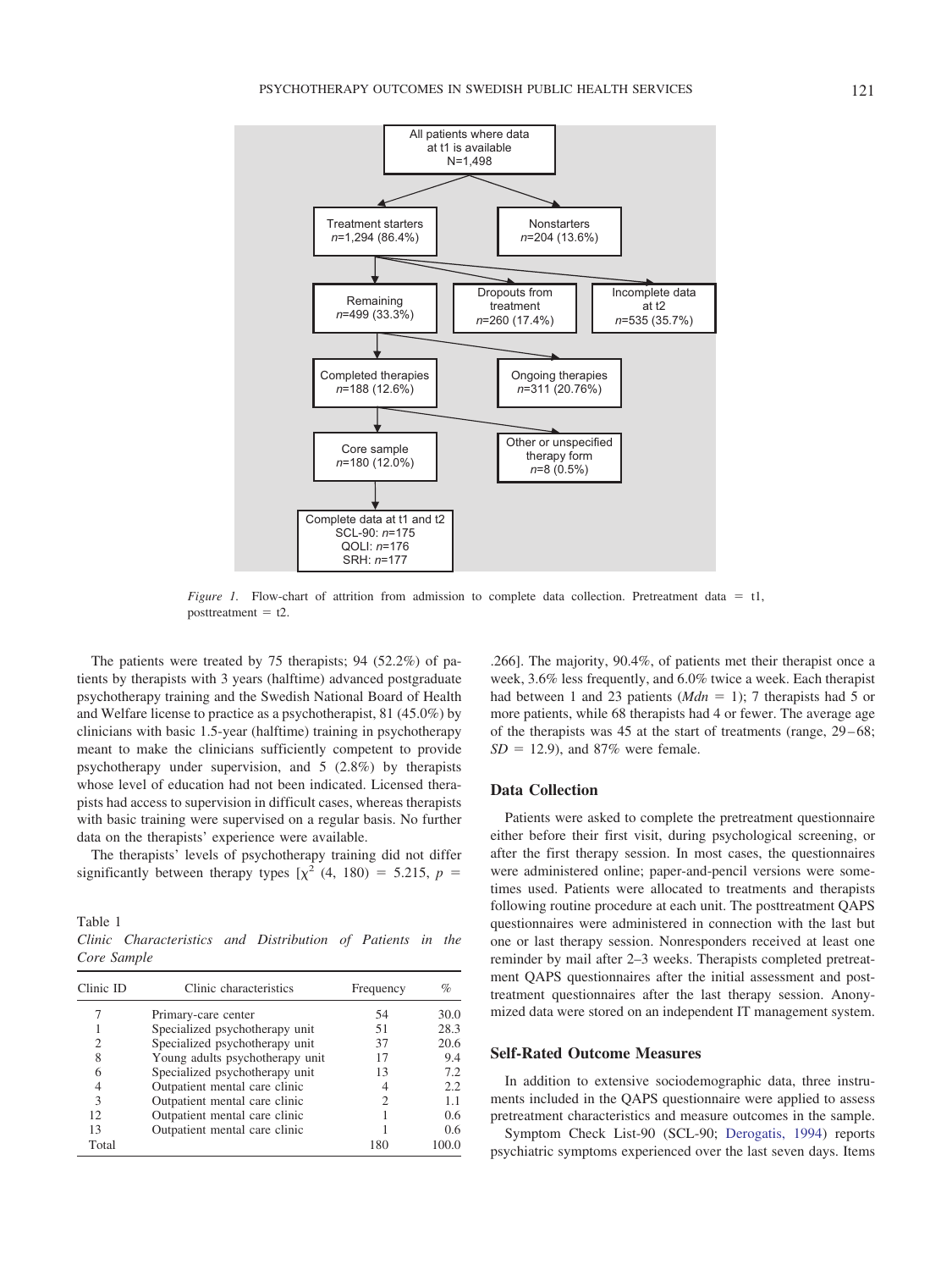All patients where data at t1 is available
N=1,498

Treatment starters
*n*=1,294 (86.4%)

Nonstarters
*n*=204 (13.6%)

Remaining
*n*=499 (33.3%)

Dropouts from treatment
*n*=260 (17.4%)

Incomplete data at t2
*n*=535 (35.7%)

Completed therapies
*n*=188 (12.6%)

Ongoing therapies
*n*=311 (20.76%)

Core sample
*n*=180 (12.0%)

Other or unspecified therapy form
*n*=8 (0.5%)

Complete data at t1 and t2
SCL-90: *n*=175
QOLI: *n*=176
SRH: *n*=177

*Figure 1.* Flow-chart of attrition from admission to complete data collection. Pretreatment data = t1, posttreatment = t2.

The patients were treated by 75 therapists; 94 (52.2%) of patients by therapists with 3 years (halftime) advanced postgraduate psychotherapy training and the Swedish National Board of Health and Welfare license to practice as a psychotherapist, 81 (45.0%) by clinicians with basic 1.5-year (halftime) training in psychotherapy meant to make the clinicians sufficiently competent to provide psychotherapy under supervision, and 5 (2.8%) by therapists whose level of education had not been indicated. Licensed therapists had access to supervision in difficult cases, whereas therapists with basic training were supervised on a regular basis. No further data on the therapists' experience were available.

The therapists' levels of psychotherapy training did not differ significantly between therapy types [$\chi^2$ (4, 180) = 5.215, $p$ = .266]. The majority, 90.4%, of patients met their therapist once a week, 3.6% less frequently, and 6.0% twice a week. Each therapist had between 1 and 23 patients ($Mdn$ = 1); 7 therapists had 5 or more patients, while 68 therapists had 4 or fewer. The average age of the therapists was 45 at the start of treatments (range, 29–68; $SD$ = 12.9), and 87% were female.

Table 1
*Clinic Characteristics and Distribution of Patients in the Core Sample*

| Clinic ID | Clinic characteristics | Frequency | % |
|---|---|---|---|
| 7 | Primary-care center | 54 | 30.0 |
| 1 | Specialized psychotherapy unit | 51 | 28.3 |
| 2 | Specialized psychotherapy unit | 37 | 20.6 |
| 8 | Young adults psychotherapy unit | 17 | 9.4 |
| 6 | Specialized psychotherapy unit | 13 | 7.2 |
| 4 | Outpatient mental care clinic | 4 | 2.2 |
| 3 | Outpatient mental care clinic | 2 | 1.1 |
| 12 | Outpatient mental care clinic | 1 | 0.6 |
| 13 | Outpatient mental care clinic | 1 | 0.6 |
| Total | | 180 | 100.0 |

## Data Collection

Patients were asked to complete the pretreatment questionnaire either before their first visit, during psychological screening, or after the first therapy session. In most cases, the questionnaires were administered online; paper-and-pencil versions were sometimes used. Patients were allocated to treatments and therapists following routine procedure at each unit. The posttreatment QAPS questionnaires were administered in connection with the last but one or last therapy session. Nonresponders received at least one reminder by mail after 2–3 weeks. Therapists completed pretreatment QAPS questionnaires after the initial assessment and posttreatment questionnaires after the last therapy session. Anonymized data were stored on an independent IT management system.

## Self-Rated Outcome Measures

In addition to extensive sociodemographic data, three instruments included in the QAPS questionnaire were applied to assess pretreatment characteristics and measure outcomes in the sample.

Symptom Check List-90 (SCL-90; Derogatis, 1994) reports psychiatric symptoms experienced over the last seven days. Items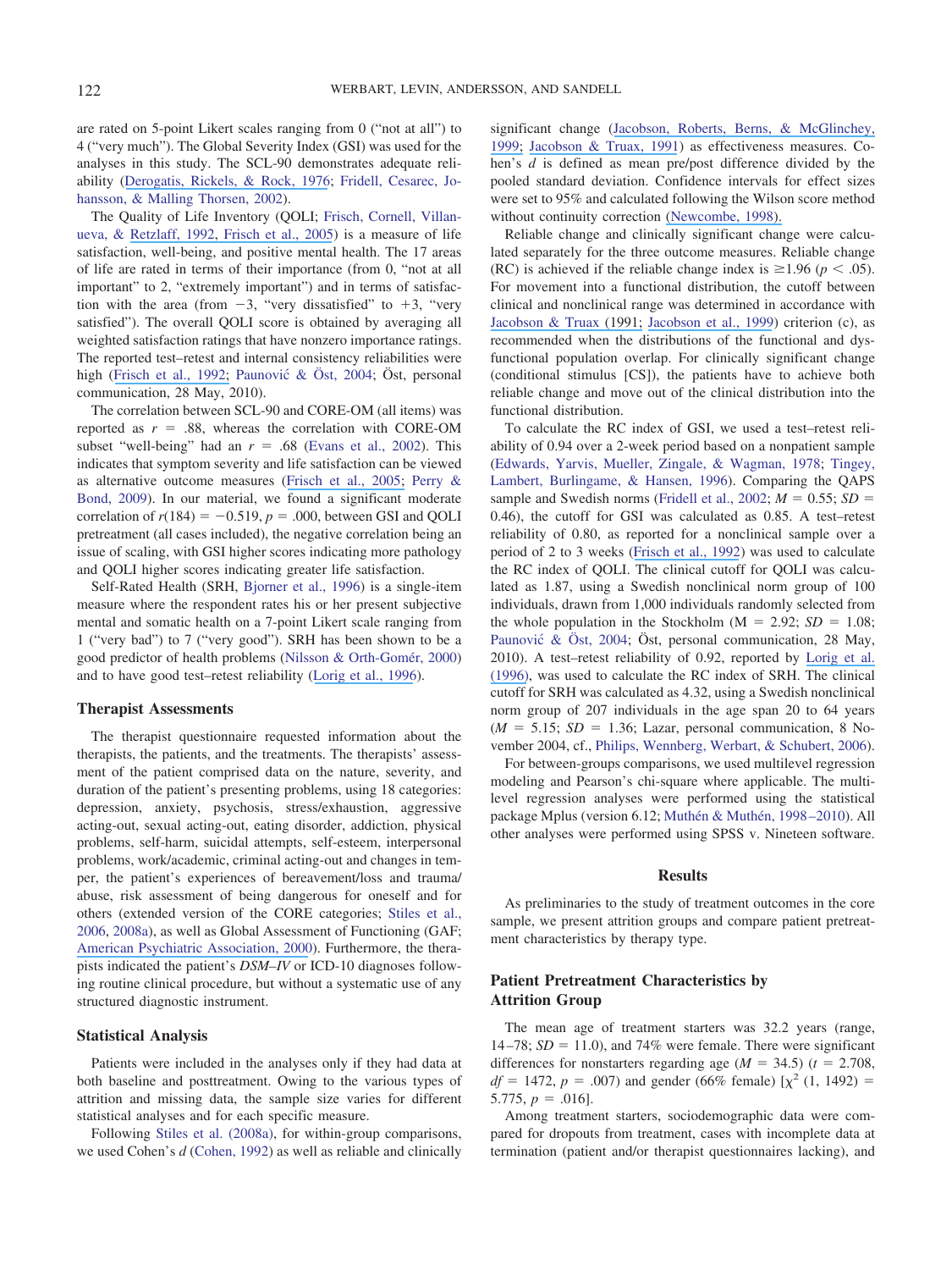are rated on 5-point Likert scales ranging from 0 ("not at all") to 4 ("very much"). The Global Severity Index (GSI) was used for the analyses in this study. The SCL-90 demonstrates adequate reliability (Derogatis, Rickels, & Rock, 1976; Fridell, Cesarec, Johansson, & Malling Thorsen, 2002).

The Quality of Life Inventory (QOLI; Frisch, Cornell, Villanueva, & Retzlaff, 1992, Frisch et al., 2005) is a measure of life satisfaction, well-being, and positive mental health. The 17 areas of life are rated in terms of their importance (from 0, "not at all important" to 2, "extremely important") and in terms of satisfaction with the area (from −3, "very dissatisfied" to +3, "very satisfied"). The overall QOLI score is obtained by averaging all weighted satisfaction ratings that have nonzero importance ratings. The reported test–retest and internal consistency reliabilities were high (Frisch et al., 1992; Paunović & Öst, 2004; Öst, personal communication, 28 May, 2010).

The correlation between SCL-90 and CORE-OM (all items) was reported as $r = .88$, whereas the correlation with CORE-OM subset "well-being" had an $r = .68$ (Evans et al., 2002). This indicates that symptom severity and life satisfaction can be viewed as alternative outcome measures (Frisch et al., 2005; Perry & Bond, 2009). In our material, we found a significant moderate correlation of $r(184) = -0.519$, $p = .000$, between GSI and QOLI pretreatment (all cases included), the negative correlation being an issue of scaling, with GSI higher scores indicating more pathology and QOLI higher scores indicating greater life satisfaction.

Self-Rated Health (SRH, Bjorner et al., 1996) is a single-item measure where the respondent rates his or her present subjective mental and somatic health on a 7-point Likert scale ranging from 1 ("very bad") to 7 ("very good"). SRH has been shown to be a good predictor of health problems (Nilsson & Orth-Gomér, 2000) and to have good test–retest reliability (Lorig et al., 1996).

### Therapist Assessments

The therapist questionnaire requested information about the therapists, the patients, and the treatments. The therapists' assessment of the patient comprised data on the nature, severity, and duration of the patient's presenting problems, using 18 categories: depression, anxiety, psychosis, stress/exhaustion, aggressive acting-out, sexual acting-out, eating disorder, addiction, physical problems, self-harm, suicidal attempts, self-esteem, interpersonal problems, work/academic, criminal acting-out and changes in temper, the patient's experiences of bereavement/loss and trauma/abuse, risk assessment of being dangerous for oneself and for others (extended version of the CORE categories; Stiles et al., 2006, 2008a), as well as Global Assessment of Functioning (GAF; American Psychiatric Association, 2000). Furthermore, the therapists indicated the patient's *DSM–IV* or ICD-10 diagnoses following routine clinical procedure, but without a systematic use of any structured diagnostic instrument.

### Statistical Analysis

Patients were included in the analyses only if they had data at both baseline and posttreatment. Owing to the various types of attrition and missing data, the sample size varies for different statistical analyses and for each specific measure.

Following Stiles et al. (2008a), for within-group comparisons, we used Cohen's *d* (Cohen, 1992) as well as reliable and clinically significant change (Jacobson, Roberts, Berns, & McGlinchey, 1999; Jacobson & Truax, 1991) as effectiveness measures. Cohen's *d* is defined as mean pre/post difference divided by the pooled standard deviation. Confidence intervals for effect sizes were set to 95% and calculated following the Wilson score method without continuity correction (Newcombe, 1998).

Reliable change and clinically significant change were calculated separately for the three outcome measures. Reliable change (RC) is achieved if the reliable change index is ≥1.96 ($p < .05$). For movement into a functional distribution, the cutoff between clinical and nonclinical range was determined in accordance with Jacobson & Truax (1991; Jacobson et al., 1999) criterion (c), as recommended when the distributions of the functional and dysfunctional population overlap. For clinically significant change (conditional stimulus [CS]), the patients have to achieve both reliable change and move out of the clinical distribution into the functional distribution.

To calculate the RC index of GSI, we used a test–retest reliability of 0.94 over a 2-week period based on a nonpatient sample (Edwards, Yarvis, Mueller, Zingale, & Wagman, 1978; Tingey, Lambert, Burlingame, & Hansen, 1996). Comparing the QAPS sample and Swedish norms (Fridell et al., 2002; $M = 0.55$; $SD = 0.46$), the cutoff for GSI was calculated as 0.85. A test–retest reliability of 0.80, as reported for a nonclinical sample over a period of 2 to 3 weeks (Frisch et al., 1992) was used to calculate the RC index of QOLI. The clinical cutoff for QOLI was calculated as 1.87, using a Swedish nonclinical norm group of 100 individuals, drawn from 1,000 individuals randomly selected from the whole population in the Stockholm ($M = 2.92$; $SD = 1.08$; Paunović & Öst, 2004; Öst, personal communication, 28 May, 2010). A test–retest reliability of 0.92, reported by Lorig et al. (1996), was used to calculate the RC index of SRH. The clinical cutoff for SRH was calculated as 4.32, using a Swedish nonclinical norm group of 207 individuals in the age span 20 to 64 years ($M = 5.15$; $SD = 1.36$; Lazar, personal communication, 8 November 2004, cf., Philips, Wennberg, Werbart, & Schubert, 2006).

For between-groups comparisons, we used multilevel regression modeling and Pearson's chi-square where applicable. The multilevel regression analyses were performed using the statistical package Mplus (version 6.12; Muthén & Muthén, 1998–2010). All other analyses were performed using SPSS v. Nineteen software.

## Results

As preliminaries to the study of treatment outcomes in the core sample, we present attrition groups and compare patient pretreatment characteristics by therapy type.

### Patient Pretreatment Characteristics by Attrition Group

The mean age of treatment starters was 32.2 years (range, 14–78; $SD = 11.0$), and 74% were female. There were significant differences for nonstarters regarding age ($M = 34.5$) ($t = 2.708$, $df = 1472$, $p = .007$) and gender (66% female) [$\chi^2$ (1, 1492) = 5.775, $p = .016$].

Among treatment starters, sociodemographic data were compared for dropouts from treatment, cases with incomplete data at termination (patient and/or therapist questionnaires lacking), and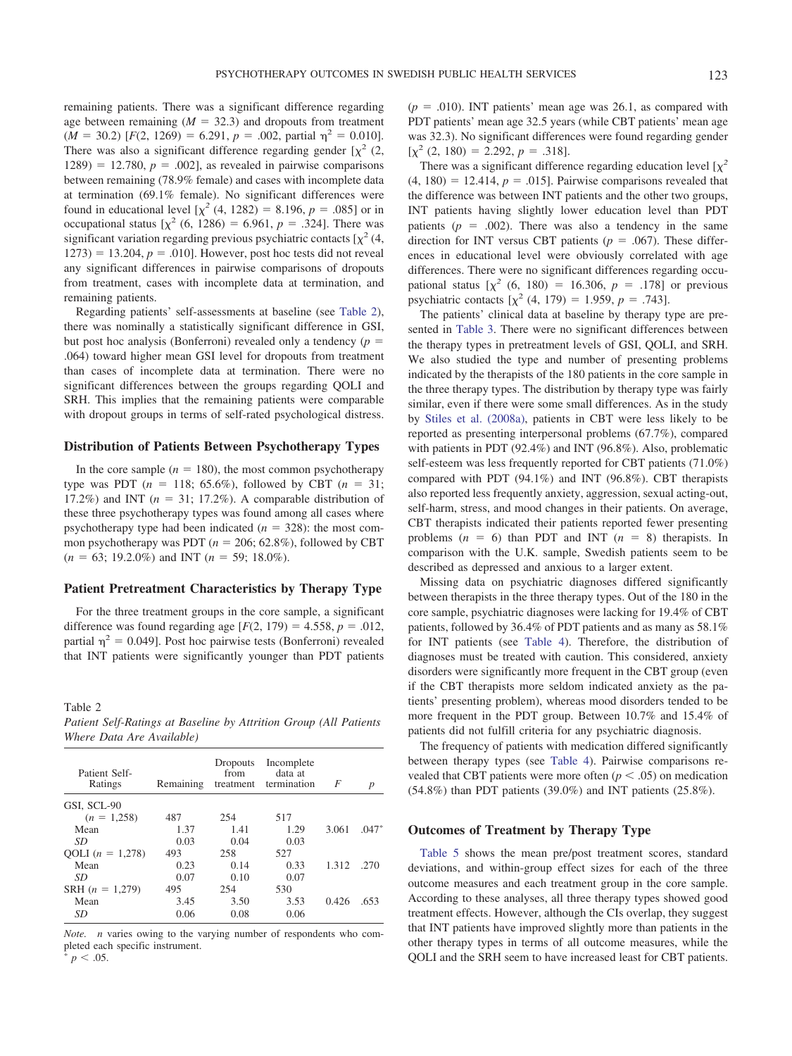remaining patients. There was a significant difference regarding age between remaining ($M = 32.3$) and dropouts from treatment ($M = 30.2$) [$F(2, 1269) = 6.291$, $p = .002$, partial $\eta^2 = 0.010$]. There was also a significant difference regarding gender [$\chi^2$ (2, 1289) = 12.780, $p = .002$], as revealed in pairwise comparisons between remaining (78.9% female) and cases with incomplete data at termination (69.1% female). No significant differences were found in educational level [$\chi^2$ (4, 1282) = 8.196, $p = .085$] or in occupational status [$\chi^2$ (6, 1286) = 6.961, $p = .324$]. There was significant variation regarding previous psychiatric contacts [$\chi^2$ (4, 1273) = 13.204, $p = .010$]. However, post hoc tests did not reveal any significant differences in pairwise comparisons of dropouts from treatment, cases with incomplete data at termination, and remaining patients.

Regarding patients' self-assessments at baseline (see Table 2), there was nominally a statistically significant difference in GSI, but post hoc analysis (Bonferroni) revealed only a tendency ($p = .064$) toward higher mean GSI level for dropouts from treatment than cases of incomplete data at termination. There were no significant differences between the groups regarding QOLI and SRH. This implies that the remaining patients were comparable with dropout groups in terms of self-rated psychological distress.

## Distribution of Patients Between Psychotherapy Types

In the core sample ($n = 180$), the most common psychotherapy type was PDT ($n = 118$; 65.6%), followed by CBT ($n = 31$; 17.2%) and INT ($n = 31$; 17.2%). A comparable distribution of these three psychotherapy types was found among all cases where psychotherapy type had been indicated ($n = 328$): the most common psychotherapy was PDT ($n = 206$; 62.8%), followed by CBT ($n = 63$; 19.2.0%) and INT ($n = 59$; 18.0%).

## Patient Pretreatment Characteristics by Therapy Type

For the three treatment groups in the core sample, a significant difference was found regarding age [$F(2, 179) = 4.558$, $p = .012$, partial $\eta^2 = 0.049$]. Post hoc pairwise tests (Bonferroni) revealed that INT patients were significantly younger than PDT patients

Table 2
*Patient Self-Ratings at Baseline by Attrition Group (All Patients Where Data Are Available)*

| Patient Self-Ratings | Remaining | Dropouts from treatment | Incomplete data at termination | $F$ | $p$ |
|---|---|---|---|---|---|
| GSI, SCL-90 | | | | | |
| ($n = 1{,}258$) | 487 | 254 | 517 | | |
| Mean | 1.37 | 1.41 | 1.29 | 3.061 | .047* |
| *SD* | 0.03 | 0.04 | 0.03 | | |
| QOLI ($n = 1{,}278$) | 493 | 258 | 527 | | |
| Mean | 0.23 | 0.14 | 0.33 | 1.312 | .270 |
| *SD* | 0.07 | 0.10 | 0.07 | | |
| SRH ($n = 1{,}279$) | 495 | 254 | 530 | | |
| Mean | 3.45 | 3.50 | 3.53 | 0.426 | .653 |
| *SD* | 0.06 | 0.08 | 0.06 | | |

*Note.* $n$ varies owing to the varying number of respondents who completed each specific instrument.
* $p < .05$.

($p = .010$). INT patients' mean age was 26.1, as compared with PDT patients' mean age 32.5 years (while CBT patients' mean age was 32.3). No significant differences were found regarding gender [$\chi^2$ (2, 180) = 2.292, $p = .318$].

There was a significant difference regarding education level [$\chi^2$ (4, 180) = 12.414, $p = .015$]. Pairwise comparisons revealed that the difference was between INT patients and the other two groups, INT patients having slightly lower education level than PDT patients ($p = .002$). There was also a tendency in the same direction for INT versus CBT patients ($p = .067$). These differences in educational level were obviously correlated with age differences. There were no significant differences regarding occupational status [$\chi^2$ (6, 180) = 16.306, $p = .178$] or previous psychiatric contacts [$\chi^2$ (4, 179) = 1.959, $p = .743$].

The patients' clinical data at baseline by therapy type are presented in Table 3. There were no significant differences between the therapy types in pretreatment levels of GSI, QOLI, and SRH. We also studied the type and number of presenting problems indicated by the therapists of the 180 patients in the core sample in the three therapy types. The distribution by therapy type was fairly similar, even if there were some small differences. As in the study by Stiles et al. (2008a), patients in CBT were less likely to be reported as presenting interpersonal problems (67.7%), compared with patients in PDT (92.4%) and INT (96.8%). Also, problematic self-esteem was less frequently reported for CBT patients (71.0%) compared with PDT (94.1%) and INT (96.8%). CBT therapists also reported less frequently anxiety, aggression, sexual acting-out, self-harm, stress, and mood changes in their patients. On average, CBT therapists indicated their patients reported fewer presenting problems ($n = 6$) than PDT and INT ($n = 8$) therapists. In comparison with the U.K. sample, Swedish patients seem to be described as depressed and anxious to a larger extent.

Missing data on psychiatric diagnoses differed significantly between therapists in the three therapy types. Out of the 180 in the core sample, psychiatric diagnoses were lacking for 19.4% of CBT patients, followed by 36.4% of PDT patients and as many as 58.1% for INT patients (see Table 4). Therefore, the distribution of diagnoses must be treated with caution. This considered, anxiety disorders were significantly more frequent in the CBT group (even if the CBT therapists more seldom indicated anxiety as the patients' presenting problem), whereas mood disorders tended to be more frequent in the PDT group. Between 10.7% and 15.4% of patients did not fulfill criteria for any psychiatric diagnosis.

The frequency of patients with medication differed significantly between therapy types (see Table 4). Pairwise comparisons revealed that CBT patients were more often ($p < .05$) on medication (54.8%) than PDT patients (39.0%) and INT patients (25.8%).

## Outcomes of Treatment by Therapy Type

Table 5 shows the mean pre/post treatment scores, standard deviations, and within-group effect sizes for each of the three outcome measures and each treatment group in the core sample. According to these analyses, all three therapy types showed good treatment effects. However, although the CIs overlap, they suggest that INT patients have improved slightly more than patients in the other therapy types in terms of all outcome measures, while the QOLI and the SRH seem to have increased least for CBT patients.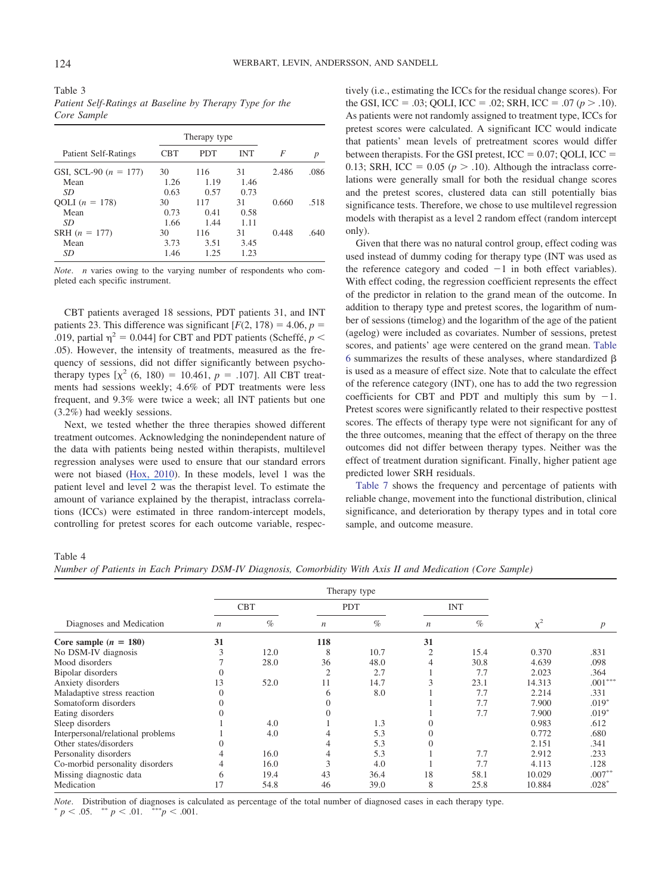Table 3
*Patient Self-Ratings at Baseline by Therapy Type for the Core Sample*

| Patient Self-Ratings | CBT | PDT | INT | *F* | *p* |
|---|---|---|---|---|---|
| | Therapy type | | | | |
| GSI, SCL-90 ($n$ = 177) | 30 | 116 | 31 | 2.486 | .086 |
| Mean | 1.26 | 1.19 | 1.46 | | |
| *SD* | 0.63 | 0.57 | 0.73 | | |
| QOLI ($n$ = 178) | 30 | 117 | 31 | 0.660 | .518 |
| Mean | 0.73 | 0.41 | 0.58 | | |
| *SD* | 1.66 | 1.44 | 1.11 | | |
| SRH ($n$ = 177) | 30 | 116 | 31 | 0.448 | .640 |
| Mean | 3.73 | 3.51 | 3.45 | | |
| *SD* | 1.46 | 1.25 | 1.23 | | |

*Note*. $n$ varies owing to the varying number of respondents who completed each specific instrument.

CBT patients averaged 18 sessions, PDT patients 31, and INT patients 23. This difference was significant [$F(2, 178) = 4.06$, $p$ = .019, partial $\eta^2 = 0.044$] for CBT and PDT patients (Scheffé, $p <$ .05). However, the intensity of treatments, measured as the frequency of sessions, did not differ significantly between psychotherapy types [$\chi^2$ (6, 180) = 10.461, $p$ = .107]. All CBT treatments had sessions weekly; 4.6% of PDT treatments were less frequent, and 9.3% were twice a week; all INT patients but one (3.2%) had weekly sessions.

Next, we tested whether the three therapies showed different treatment outcomes. Acknowledging the nonindependent nature of the data with patients being nested within therapists, multilevel regression analyses were used to ensure that our standard errors were not biased (Hox, 2010). In these models, level 1 was the patient level and level 2 was the therapist level. To estimate the amount of variance explained by the therapist, intraclass correlations (ICCs) were estimated in three random-intercept models, controlling for pretest scores for each outcome variable, respectively (i.e., estimating the ICCs for the residual change scores). For the GSI, ICC = .03; QOLI, ICC = .02; SRH, ICC = .07 ($p > .10$). As patients were not randomly assigned to treatment type, ICCs for pretest scores were calculated. A significant ICC would indicate that patients' mean levels of pretreatment scores would differ between therapists. For the GSI pretest, ICC = 0.07; QOLI, ICC = 0.13; SRH, ICC = 0.05 ($p > .10$). Although the intraclass correlations were generally small for both the residual change scores and the pretest scores, clustered data can still potentially bias significance tests. Therefore, we chose to use multilevel regression models with therapist as a level 2 random effect (random intercept only).

Given that there was no natural control group, effect coding was used instead of dummy coding for therapy type (INT was used as the reference category and coded −1 in both effect variables). With effect coding, the regression coefficient represents the effect of the predictor in relation to the grand mean of the outcome. In addition to therapy type and pretest scores, the logarithm of number of sessions (timelog) and the logarithm of the age of the patient (agelog) were included as covariates. Number of sessions, pretest scores, and patients' age were centered on the grand mean. Table 6 summarizes the results of these analyses, where standardized $\beta$ is used as a measure of effect size. Note that to calculate the effect of the reference category (INT), one has to add the two regression coefficients for CBT and PDT and multiply this sum by −1. Pretest scores were significantly related to their respective posttest scores. The effects of therapy type were not significant for any of the three outcomes, meaning that the effect of therapy on the three outcomes did not differ between therapy types. Neither was the effect of treatment duration significant. Finally, higher patient age predicted lower SRH residuals.

Table 7 shows the frequency and percentage of patients with reliable change, movement into the functional distribution, clinical significance, and deterioration by therapy types and in total core sample, and outcome measure.

Table 4
*Number of Patients in Each Primary DSM-IV Diagnosis, Comorbidity With Axis II and Medication (Core Sample)*

| Diagnoses and Medication | CBT *n* | CBT % | PDT *n* | PDT % | INT *n* | INT % | $\chi^2$ | *p* |
|---|---|---|---|---|---|---|---|---|
| **Core sample ($n$ = 180)** | **31** | | **118** | | **31** | | | |
| No DSM-IV diagnosis | 3 | 12.0 | 8 | 10.7 | 2 | 15.4 | 0.370 | .831 |
| Mood disorders | 7 | 28.0 | 36 | 48.0 | 4 | 30.8 | 4.639 | .098 |
| Bipolar disorders | 0 | | 2 | 2.7 | 1 | 7.7 | 2.023 | .364 |
| Anxiety disorders | 13 | 52.0 | 11 | 14.7 | 3 | 23.1 | 14.313 | .001*** |
| Maladaptive stress reaction | 0 | | 6 | 8.0 | 1 | 7.7 | 2.214 | .331 |
| Somatoform disorders | 0 | | 0 | | 1 | 7.7 | 7.900 | .019* |
| Eating disorders | 0 | | 0 | | 1 | 7.7 | 7.900 | .019* |
| Sleep disorders | 1 | 4.0 | 1 | 1.3 | 0 | | 0.983 | .612 |
| Interpersonal/relational problems | 1 | 4.0 | 4 | 5.3 | 0 | | 0.772 | .680 |
| Other states/disorders | 0 | | 4 | 5.3 | 0 | | 2.151 | .341 |
| Personality disorders | 4 | 16.0 | 4 | 5.3 | 1 | 7.7 | 2.912 | .233 |
| Co-morbid personality disorders | 4 | 16.0 | 3 | 4.0 | 1 | 7.7 | 4.113 | .128 |
| Missing diagnostic data | 6 | 19.4 | 43 | 36.4 | 18 | 58.1 | 10.029 | .007** |
| Medication | 17 | 54.8 | 46 | 39.0 | 8 | 25.8 | 10.884 | .028* |

*Note*. Distribution of diagnoses is calculated as percentage of the total number of diagnosed cases in each therapy type.
* $p < .05$. ** $p < .01$. *** $p < .001$.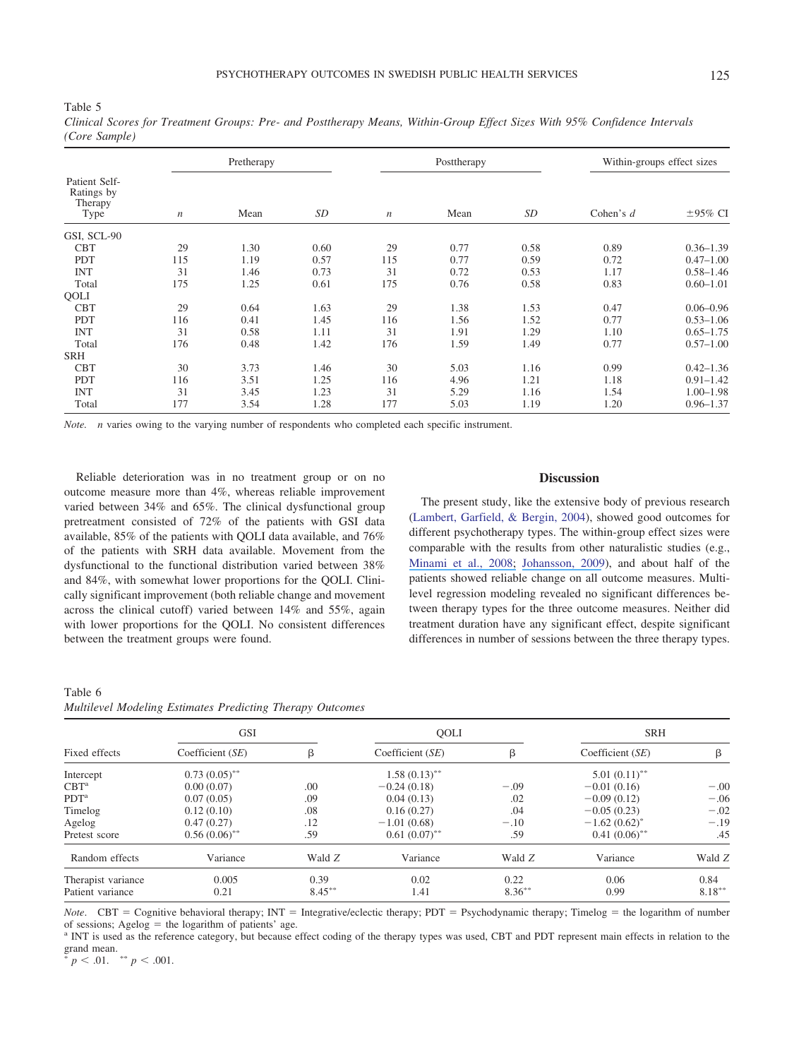Table 5
*Clinical Scores for Treatment Groups: Pre- and Posttherapy Means, Within-Group Effect Sizes With 95% Confidence Intervals (Core Sample)*

| Patient Self-Ratings by Therapy Type | Pretherapy | | | Posttherapy | | | Within-groups effect sizes | |
|---|---|---|---|---|---|---|---|---|
| | *n* | Mean | *SD* | *n* | Mean | *SD* | Cohen's *d* | ±95% CI |
| GSI, SCL-90 | | | | | | | | |
| CBT | 29 | 1.30 | 0.60 | 29 | 0.77 | 0.58 | 0.89 | 0.36–1.39 |
| PDT | 115 | 1.19 | 0.57 | 115 | 0.77 | 0.59 | 0.72 | 0.47–1.00 |
| INT | 31 | 1.46 | 0.73 | 31 | 0.72 | 0.53 | 1.17 | 0.58–1.46 |
| Total | 175 | 1.25 | 0.61 | 175 | 0.76 | 0.58 | 0.83 | 0.60–1.01 |
| QOLI | | | | | | | | |
| CBT | 29 | 0.64 | 1.63 | 29 | 1.38 | 1.53 | 0.47 | 0.06–0.96 |
| PDT | 116 | 0.41 | 1.45 | 116 | 1.56 | 1.52 | 0.77 | 0.53–1.06 |
| INT | 31 | 0.58 | 1.11 | 31 | 1.91 | 1.29 | 1.10 | 0.65–1.75 |
| Total | 176 | 0.48 | 1.42 | 176 | 1.59 | 1.49 | 0.77 | 0.57–1.00 |
| SRH | | | | | | | | |
| CBT | 30 | 3.73 | 1.46 | 30 | 5.03 | 1.16 | 0.99 | 0.42–1.36 |
| PDT | 116 | 3.51 | 1.25 | 116 | 4.96 | 1.21 | 1.18 | 0.91–1.42 |
| INT | 31 | 3.45 | 1.23 | 31 | 5.29 | 1.16 | 1.54 | 1.00–1.98 |
| Total | 177 | 3.54 | 1.28 | 177 | 5.03 | 1.19 | 1.20 | 0.96–1.37 |

*Note.* *n* varies owing to the varying number of respondents who completed each specific instrument.

Reliable deterioration was in no treatment group or on no outcome measure more than 4%, whereas reliable improvement varied between 34% and 65%. The clinical dysfunctional group pretreatment consisted of 72% of the patients with GSI data available, 85% of the patients with QOLI data available, and 76% of the patients with SRH data available. Movement from the dysfunctional to the functional distribution varied between 38% and 84%, with somewhat lower proportions for the QOLI. Clinically significant improvement (both reliable change and movement across the clinical cutoff) varied between 14% and 55%, again with lower proportions for the QOLI. No consistent differences between the treatment groups were found.

## Discussion

The present study, like the extensive body of previous research (Lambert, Garfield, & Bergin, 2004), showed good outcomes for different psychotherapy types. The within-group effect sizes were comparable with the results from other naturalistic studies (e.g., Minami et al., 2008; Johansson, 2009), and about half of the patients showed reliable change on all outcome measures. Multilevel regression modeling revealed no significant differences between therapy types for the three outcome measures. Neither did treatment duration have any significant effect, despite significant differences in number of sessions between the three therapy types.

Table 6
*Multilevel Modeling Estimates Predicting Therapy Outcomes*

| Fixed effects | GSI | | QOLI | | SRH | |
|---|---|---|---|---|---|---|
| | Coefficient (*SE*) | β | Coefficient (*SE*) | β | Coefficient (*SE*) | β |
| Intercept | 0.73 (0.05)** | | 1.58 (0.13)** | | 5.01 (0.11)** | |
| CBT[a] | 0.00 (0.07) | .00 | −0.24 (0.18) | −.09 | −0.01 (0.16) | −.00 |
| PDT[a] | 0.07 (0.05) | .09 | 0.04 (0.13) | .02 | −0.09 (0.12) | −.06 |
| Timelog | 0.12 (0.10) | .08 | 0.16 (0.27) | .04 | −0.05 (0.23) | −.02 |
| Agelog | 0.47 (0.27) | .12 | −1.01 (0.68) | −.10 | −1.62 (0.62)* | −.19 |
| Pretest score | 0.56 (0.06)** | .59 | 0.61 (0.07)** | .59 | 0.41 (0.06)** | .45 |
| Random effects | Variance | Wald *Z* | Variance | Wald *Z* | Variance | Wald *Z* |
| Therapist variance | 0.005 | 0.39 | 0.02 | 0.22 | 0.06 | 0.84 |
| Patient variance | 0.21 | 8.45** | 1.41 | 8.36** | 0.99 | 8.18** |

*Note.* CBT = Cognitive behavioral therapy; INT = Integrative/eclectic therapy; PDT = Psychodynamic therapy; Timelog = the logarithm of number of sessions; Agelog = the logarithm of patients' age.
[a] INT is used as the reference category, but because effect coding of the therapy types was used, CBT and PDT represent main effects in relation to the grand mean.
* $p < .01$. ** $p < .001$.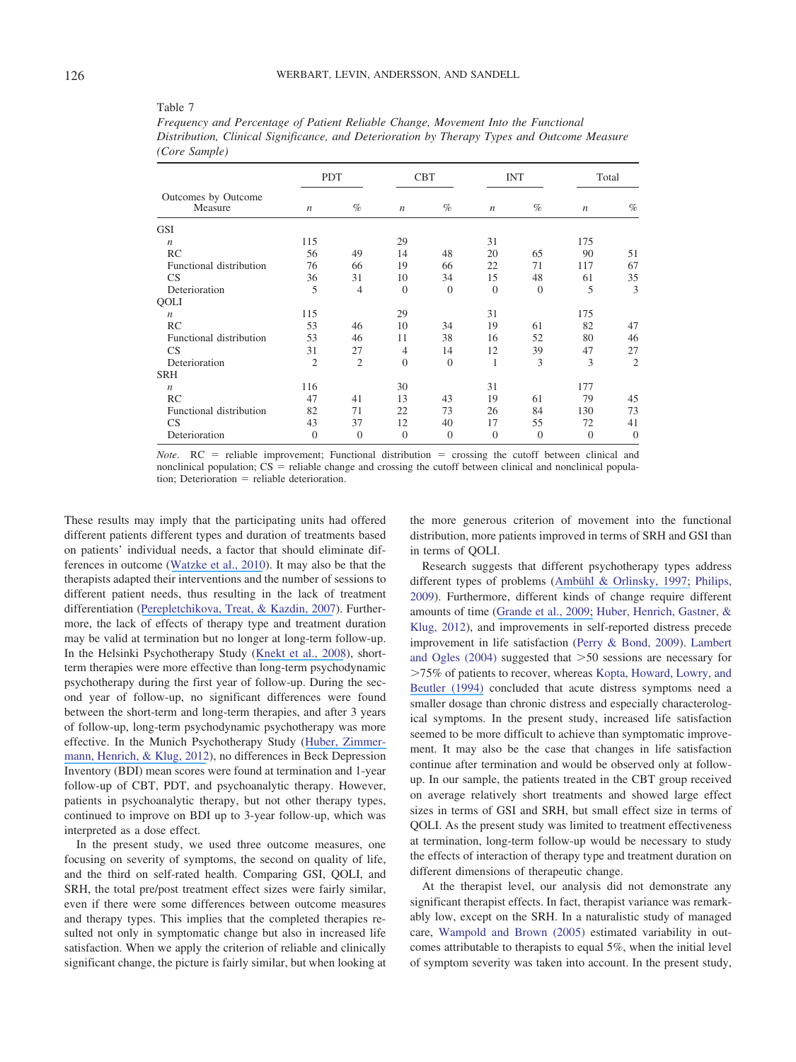Table 7

*Frequency and Percentage of Patient Reliable Change, Movement Into the Functional Distribution, Clinical Significance, and Deterioration by Therapy Types and Outcome Measure (Core Sample)*

| Outcomes by Outcome Measure | PDT | | CBT | | INT | | Total | |
|---|---|---|---|---|---|---|---|---|
| | *n* | % | *n* | % | *n* | % | *n* | % |
| GSI | | | | | | | | |
| *n* | 115 | | 29 | | 31 | | 175 | |
| RC | 56 | 49 | 14 | 48 | 20 | 65 | 90 | 51 |
| Functional distribution | 76 | 66 | 19 | 66 | 22 | 71 | 117 | 67 |
| CS | 36 | 31 | 10 | 34 | 15 | 48 | 61 | 35 |
| Deterioration | 5 | 4 | 0 | 0 | 0 | 0 | 5 | 3 |
| QOLI | | | | | | | | |
| *n* | 115 | | 29 | | 31 | | 175 | |
| RC | 53 | 46 | 10 | 34 | 19 | 61 | 82 | 47 |
| Functional distribution | 53 | 46 | 11 | 38 | 16 | 52 | 80 | 46 |
| CS | 31 | 27 | 4 | 14 | 12 | 39 | 47 | 27 |
| Deterioration | 2 | 2 | 0 | 0 | 1 | 3 | 3 | 2 |
| SRH | | | | | | | | |
| *n* | 116 | | 30 | | 31 | | 177 | |
| RC | 47 | 41 | 13 | 43 | 19 | 61 | 79 | 45 |
| Functional distribution | 82 | 71 | 22 | 73 | 26 | 84 | 130 | 73 |
| CS | 43 | 37 | 12 | 40 | 17 | 55 | 72 | 41 |
| Deterioration | 0 | 0 | 0 | 0 | 0 | 0 | 0 | 0 |

*Note*. RC = reliable improvement; Functional distribution = crossing the cutoff between clinical and nonclinical population; CS = reliable change and crossing the cutoff between clinical and nonclinical population; Deterioration = reliable deterioration.

These results may imply that the participating units had offered different patients different types and duration of treatments based on patients' individual needs, a factor that should eliminate differences in outcome (Watzke et al., 2010). It may also be that the therapists adapted their interventions and the number of sessions to different patient needs, thus resulting in the lack of treatment differentiation (Perepletchikova, Treat, & Kazdin, 2007). Furthermore, the lack of effects of therapy type and treatment duration may be valid at termination but no longer at long-term follow-up. In the Helsinki Psychotherapy Study (Knekt et al., 2008), short-term therapies were more effective than long-term psychodynamic psychotherapy during the first year of follow-up. During the second year of follow-up, no significant differences were found between the short-term and long-term therapies, and after 3 years of follow-up, long-term psychodynamic psychotherapy was more effective. In the Munich Psychotherapy Study (Huber, Zimmermann, Henrich, & Klug, 2012), no differences in Beck Depression Inventory (BDI) mean scores were found at termination and 1-year follow-up of CBT, PDT, and psychoanalytic therapy. However, patients in psychoanalytic therapy, but not other therapy types, continued to improve on BDI up to 3-year follow-up, which was interpreted as a dose effect.

In the present study, we used three outcome measures, one focusing on severity of symptoms, the second on quality of life, and the third on self-rated health. Comparing GSI, QOLI, and SRH, the total pre/post treatment effect sizes were fairly similar, even if there were some differences between outcome measures and therapy types. This implies that the completed therapies resulted not only in symptomatic change but also in increased life satisfaction. When we apply the criterion of reliable and clinically significant change, the picture is fairly similar, but when looking at the more generous criterion of movement into the functional distribution, more patients improved in terms of SRH and GSI than in terms of QOLI.

Research suggests that different psychotherapy types address different types of problems (Ambühl & Orlinsky, 1997; Philips, 2009). Furthermore, different kinds of change require different amounts of time (Grande et al., 2009; Huber, Henrich, Gastner, & Klug, 2012), and improvements in self-reported distress precede improvement in life satisfaction (Perry & Bond, 2009). Lambert and Ogles (2004) suggested that >50 sessions are necessary for >75% of patients to recover, whereas Kopta, Howard, Lowry, and Beutler (1994) concluded that acute distress symptoms need a smaller dosage than chronic distress and especially characterological symptoms. In the present study, increased life satisfaction seemed to be more difficult to achieve than symptomatic improvement. It may also be the case that changes in life satisfaction continue after termination and would be observed only at follow-up. In our sample, the patients treated in the CBT group received on average relatively short treatments and showed large effect sizes in terms of GSI and SRH, but small effect size in terms of QOLI. As the present study was limited to treatment effectiveness at termination, long-term follow-up would be necessary to study the effects of interaction of therapy type and treatment duration on different dimensions of therapeutic change.

At the therapist level, our analysis did not demonstrate any significant therapist effects. In fact, therapist variance was remarkably low, except on the SRH. In a naturalistic study of managed care, Wampold and Brown (2005) estimated variability in outcomes attributable to therapists to equal 5%, when the initial level of symptom severity was taken into account. In the present study,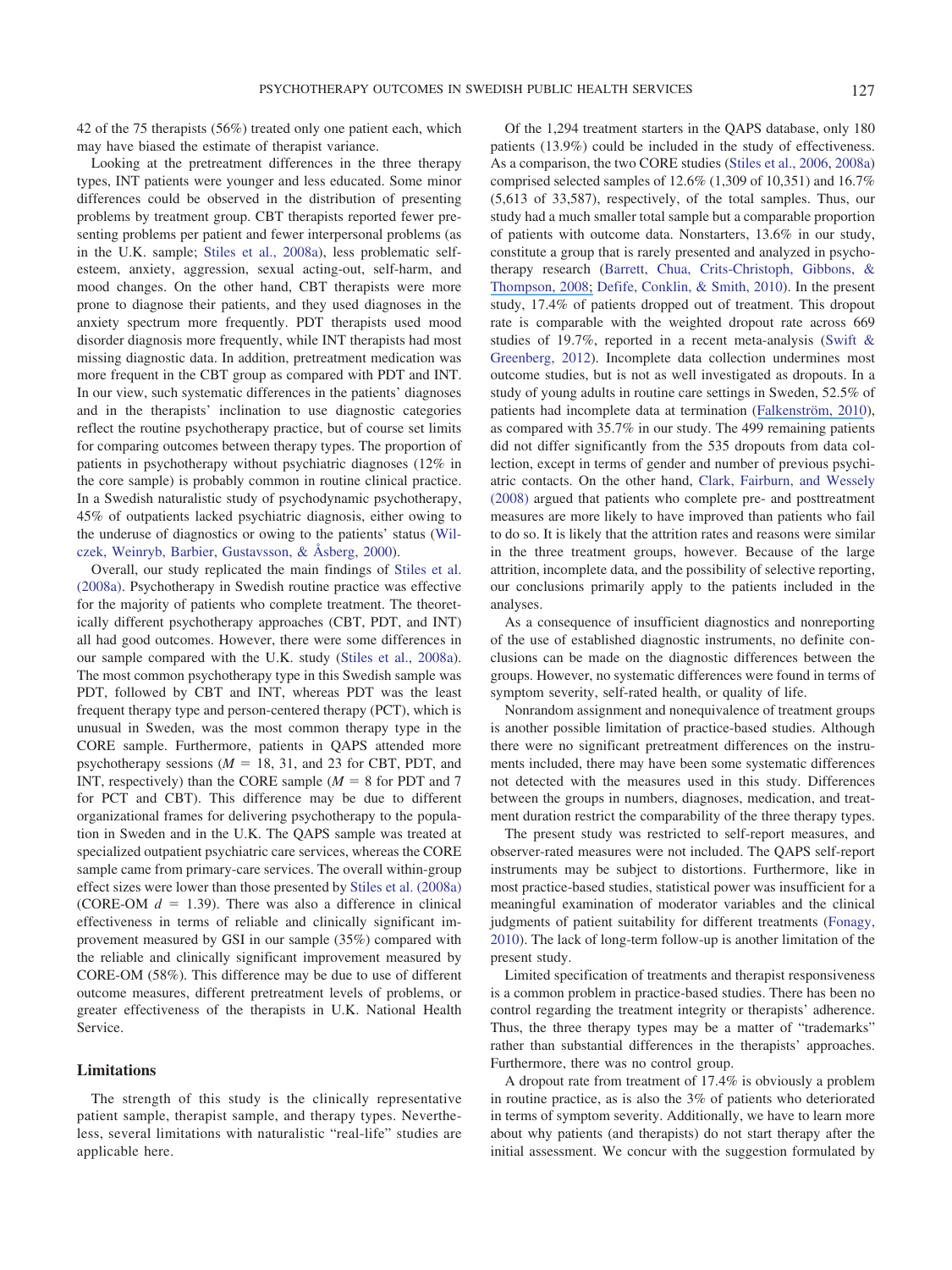42 of the 75 therapists (56%) treated only one patient each, which may have biased the estimate of therapist variance.

Looking at the pretreatment differences in the three therapy types, INT patients were younger and less educated. Some minor differences could be observed in the distribution of presenting problems by treatment group. CBT therapists reported fewer presenting problems per patient and fewer interpersonal problems (as in the U.K. sample; Stiles et al., 2008a), less problematic self-esteem, anxiety, aggression, sexual acting-out, self-harm, and mood changes. On the other hand, CBT therapists were more prone to diagnose their patients, and they used diagnoses in the anxiety spectrum more frequently. PDT therapists used mood disorder diagnosis more frequently, while INT therapists had most missing diagnostic data. In addition, pretreatment medication was more frequent in the CBT group as compared with PDT and INT. In our view, such systematic differences in the patients' diagnoses and in the therapists' inclination to use diagnostic categories reflect the routine psychotherapy practice, but of course set limits for comparing outcomes between therapy types. The proportion of patients in psychotherapy without psychiatric diagnoses (12% in the core sample) is probably common in routine clinical practice. In a Swedish naturalistic study of psychodynamic psychotherapy, 45% of outpatients lacked psychiatric diagnosis, either owing to the underuse of diagnostics or owing to the patients' status (Wilczek, Weinryb, Barbier, Gustavsson, & Åsberg, 2000).

Overall, our study replicated the main findings of Stiles et al. (2008a). Psychotherapy in Swedish routine practice was effective for the majority of patients who complete treatment. The theoretically different psychotherapy approaches (CBT, PDT, and INT) all had good outcomes. However, there were some differences in our sample compared with the U.K. study (Stiles et al., 2008a). The most common psychotherapy type in this Swedish sample was PDT, followed by CBT and INT, whereas PDT was the least frequent therapy type and person-centered therapy (PCT), which is unusual in Sweden, was the most common therapy type in the CORE sample. Furthermore, patients in QAPS attended more psychotherapy sessions ($M$ = 18, 31, and 23 for CBT, PDT, and INT, respectively) than the CORE sample ($M$ = 8 for PDT and 7 for PCT and CBT). This difference may be due to different organizational frames for delivering psychotherapy to the population in Sweden and in the U.K. The QAPS sample was treated at specialized outpatient psychiatric care services, whereas the CORE sample came from primary-care services. The overall within-group effect sizes were lower than those presented by Stiles et al. (2008a) (CORE-OM $d$ = 1.39). There was also a difference in clinical effectiveness in terms of reliable and clinically significant improvement measured by GSI in our sample (35%) compared with the reliable and clinically significant improvement measured by CORE-OM (58%). This difference may be due to use of different outcome measures, different pretreatment levels of problems, or greater effectiveness of the therapists in U.K. National Health Service.

## Limitations

The strength of this study is the clinically representative patient sample, therapist sample, and therapy types. Nevertheless, several limitations with naturalistic "real-life" studies are applicable here.

Of the 1,294 treatment starters in the QAPS database, only 180 patients (13.9%) could be included in the study of effectiveness. As a comparison, the two CORE studies (Stiles et al., 2006, 2008a) comprised selected samples of 12.6% (1,309 of 10,351) and 16.7% (5,613 of 33,587), respectively, of the total samples. Thus, our study had a much smaller total sample but a comparable proportion of patients with outcome data. Nonstarters, 13.6% in our study, constitute a group that is rarely presented and analyzed in psychotherapy research (Barrett, Chua, Crits-Christoph, Gibbons, & Thompson, 2008; Defife, Conklin, & Smith, 2010). In the present study, 17.4% of patients dropped out of treatment. This dropout rate is comparable with the weighted dropout rate across 669 studies of 19.7%, reported in a recent meta-analysis (Swift & Greenberg, 2012). Incomplete data collection undermines most outcome studies, but is not as well investigated as dropouts. In a study of young adults in routine care settings in Sweden, 52.5% of patients had incomplete data at termination (Falkenström, 2010), as compared with 35.7% in our study. The 499 remaining patients did not differ significantly from the 535 dropouts from data collection, except in terms of gender and number of previous psychiatric contacts. On the other hand, Clark, Fairburn, and Wessely (2008) argued that patients who complete pre- and posttreatment measures are more likely to have improved than patients who fail to do so. It is likely that the attrition rates and reasons were similar in the three treatment groups, however. Because of the large attrition, incomplete data, and the possibility of selective reporting, our conclusions primarily apply to the patients included in the analyses.

As a consequence of insufficient diagnostics and nonreporting of the use of established diagnostic instruments, no definite conclusions can be made on the diagnostic differences between the groups. However, no systematic differences were found in terms of symptom severity, self-rated health, or quality of life.

Nonrandom assignment and nonequivalence of treatment groups is another possible limitation of practice-based studies. Although there were no significant pretreatment differences on the instruments included, there may have been some systematic differences not detected with the measures used in this study. Differences between the groups in numbers, diagnoses, medication, and treatment duration restrict the comparability of the three therapy types.

The present study was restricted to self-report measures, and observer-rated measures were not included. The QAPS self-report instruments may be subject to distortions. Furthermore, like in most practice-based studies, statistical power was insufficient for a meaningful examination of moderator variables and the clinical judgments of patient suitability for different treatments (Fonagy, 2010). The lack of long-term follow-up is another limitation of the present study.

Limited specification of treatments and therapist responsiveness is a common problem in practice-based studies. There has been no control regarding the treatment integrity or therapists' adherence. Thus, the three therapy types may be a matter of "trademarks" rather than substantial differences in the therapists' approaches. Furthermore, there was no control group.

A dropout rate from treatment of 17.4% is obviously a problem in routine practice, as is also the 3% of patients who deteriorated in terms of symptom severity. Additionally, we have to learn more about why patients (and therapists) do not start therapy after the initial assessment. We concur with the suggestion formulated by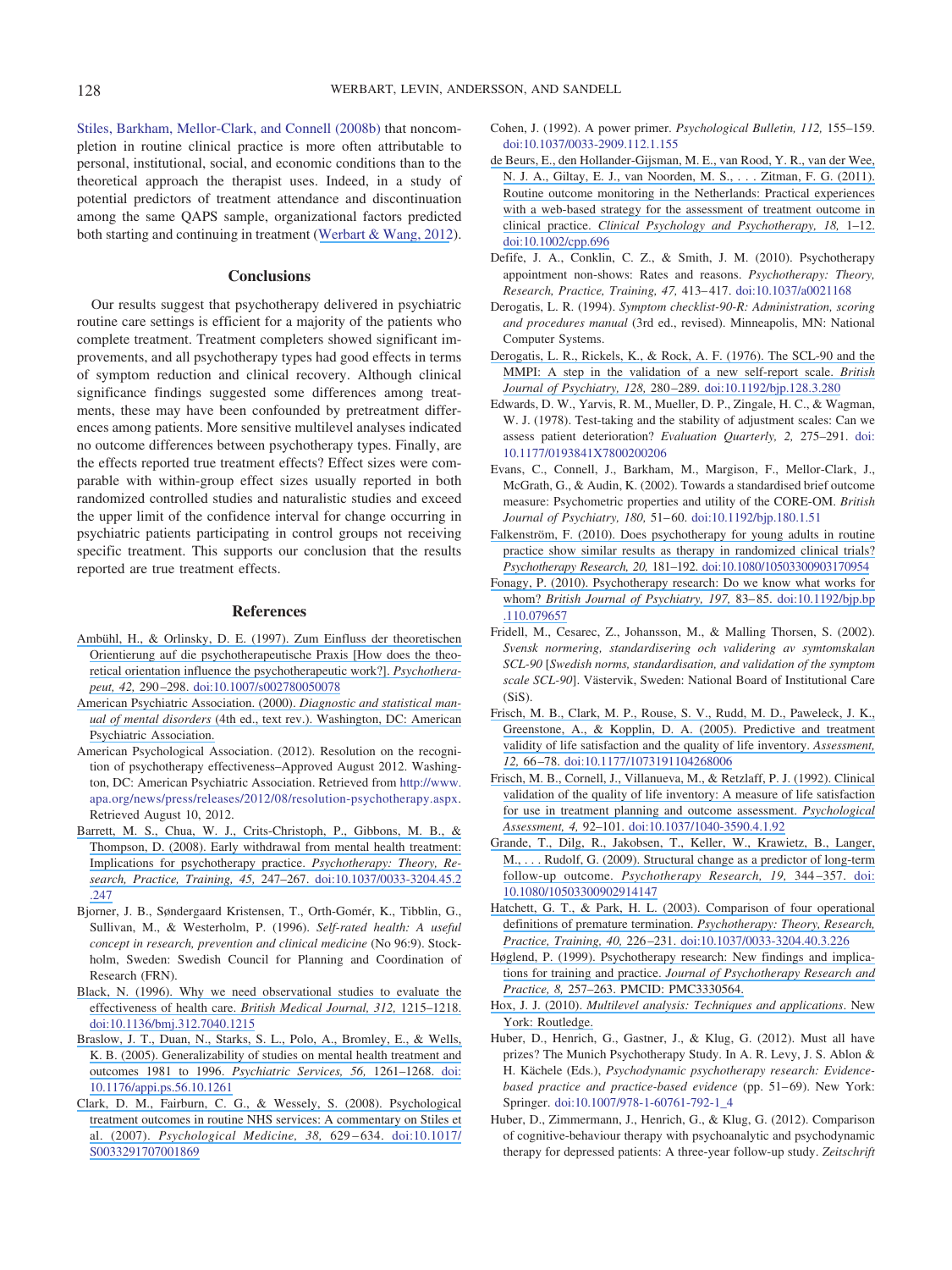Stiles, Barkham, Mellor-Clark, and Connell (2008b) that noncompletion in routine clinical practice is more often attributable to personal, institutional, social, and economic conditions than to the theoretical approach the therapist uses. Indeed, in a study of potential predictors of treatment attendance and discontinuation among the same QAPS sample, organizational factors predicted both starting and continuing in treatment (Werbart & Wang, 2012).

## Conclusions

Our results suggest that psychotherapy delivered in psychiatric routine care settings is efficient for a majority of the patients who complete treatment. Treatment completers showed significant improvements, and all psychotherapy types had good effects in terms of symptom reduction and clinical recovery. Although clinical significance findings suggested some differences among treatments, these may have been confounded by pretreatment differences among patients. More sensitive multilevel analyses indicated no outcome differences between psychotherapy types. Finally, are the effects reported true treatment effects? Effect sizes were comparable with within-group effect sizes usually reported in both randomized controlled studies and naturalistic studies and exceed the upper limit of the confidence interval for change occurring in psychiatric patients participating in control groups not receiving specific treatment. This supports our conclusion that the results reported are true treatment effects.

## References

Ambühl, H., & Orlinsky, D. E. (1997). Zum Einfluss der theoretischen Orientierung auf die psychotherapeutische Praxis [How does the theoretical orientation influence the psychotherapeutic work?]. *Psychotherapeut, 42,* 290–298. doi:10.1007/s002780050078

American Psychiatric Association. (2000). *Diagnostic and statistical manual of mental disorders* (4th ed., text rev.). Washington, DC: American Psychiatric Association.

American Psychological Association. (2012). Resolution on the recognition of psychotherapy effectiveness–Approved August 2012. Washington, DC: American Psychiatric Association. Retrieved from http://www.apa.org/news/press/releases/2012/08/resolution-psychotherapy.aspx. Retrieved August 10, 2012.

Barrett, M. S., Chua, W. J., Crits-Christoph, P., Gibbons, M. B., & Thompson, D. (2008). Early withdrawal from mental health treatment: Implications for psychotherapy practice. *Psychotherapy: Theory, Research, Practice, Training, 45,* 247–267. doi:10.1037/0033-3204.45.2.247

Bjorner, J. B., Søndergaard Kristensen, T., Orth-Gomér, K., Tibblin, G., Sullivan, M., & Westerholm, P. (1996). *Self-rated health: A useful concept in research, prevention and clinical medicine* (No 96:9). Stockholm, Sweden: Swedish Council for Planning and Coordination of Research (FRN).

Black, N. (1996). Why we need observational studies to evaluate the effectiveness of health care. *British Medical Journal, 312,* 1215–1218. doi:10.1136/bmj.312.7040.1215

Braslow, J. T., Duan, N., Starks, S. L., Polo, A., Bromley, E., & Wells, K. B. (2005). Generalizability of studies on mental health treatment and outcomes 1981 to 1996. *Psychiatric Services, 56,* 1261–1268. doi:10.1176/appi.ps.56.10.1261

Clark, D. M., Fairburn, C. G., & Wessely, S. (2008). Psychological treatment outcomes in routine NHS services: A commentary on Stiles et al. (2007). *Psychological Medicine, 38,* 629–634. doi:10.1017/S0033291707001869

Cohen, J. (1992). A power primer. *Psychological Bulletin, 112,* 155–159. doi:10.1037/0033-2909.112.1.155

de Beurs, E., den Hollander-Gijsman, M. E., van Rood, Y. R., van der Wee, N. J. A., Giltay, E. J., van Noorden, M. S., . . . Zitman, F. G. (2011). Routine outcome monitoring in the Netherlands: Practical experiences with a web-based strategy for the assessment of treatment outcome in clinical practice. *Clinical Psychology and Psychotherapy, 18,* 1–12. doi:10.1002/cpp.696

Defife, J. A., Conklin, C. Z., & Smith, J. M. (2010). Psychotherapy appointment non-shows: Rates and reasons. *Psychotherapy: Theory, Research, Practice, Training, 47,* 413–417. doi:10.1037/a0021168

Derogatis, L. R. (1994). *Symptom checklist-90-R: Administration, scoring and procedures manual* (3rd ed., revised). Minneapolis, MN: National Computer Systems.

Derogatis, L. R., Rickels, K., & Rock, A. F. (1976). The SCL-90 and the MMPI: A step in the validation of a new self-report scale. *British Journal of Psychiatry, 128,* 280–289. doi:10.1192/bjp.128.3.280

Edwards, D. W., Yarvis, R. M., Mueller, D. P., Zingale, H. C., & Wagman, W. J. (1978). Test-taking and the stability of adjustment scales: Can we assess patient deterioration? *Evaluation Quarterly, 2,* 275–291. doi:10.1177/0193841X7800200206

Evans, C., Connell, J., Barkham, M., Margison, F., Mellor-Clark, J., McGrath, G., & Audin, K. (2002). Towards a standardised brief outcome measure: Psychometric properties and utility of the CORE-OM. *British Journal of Psychiatry, 180,* 51–60. doi:10.1192/bjp.180.1.51

Falkenström, F. (2010). Does psychotherapy for young adults in routine practice show similar results as therapy in randomized clinical trials? *Psychotherapy Research, 20,* 181–192. doi:10.1080/10503300903170954

Fonagy, P. (2010). Psychotherapy research: Do we know what works for whom? *British Journal of Psychiatry, 197,* 83–85. doi:10.1192/bjp.bp.110.079657

Fridell, M., Cesarec, Z., Johansson, M., & Malling Thorsen, S. (2002). *Svensk normering, standardisering och validering av symtomskalan SCL-90* [*Swedish norms, standardisation, and validation of the symptom scale SCL-90*]. Västervik, Sweden: National Board of Institutional Care (SiS).

Frisch, M. B., Clark, M. P., Rouse, S. V., Rudd, M. D., Paweleck, J. K., Greenstone, A., & Kopplin, D. A. (2005). Predictive and treatment validity of life satisfaction and the quality of life inventory. *Assessment, 12,* 66–78. doi:10.1177/1073191104268006

Frisch, M. B., Cornell, J., Villanueva, M., & Retzlaff, P. J. (1992). Clinical validation of the quality of life inventory: A measure of life satisfaction for use in treatment planning and outcome assessment. *Psychological Assessment, 4,* 92–101. doi:10.1037/1040-3590.4.1.92

Grande, T., Dilg, R., Jakobsen, T., Keller, W., Krawietz, B., Langer, M., . . . Rudolf, G. (2009). Structural change as a predictor of long-term follow-up outcome. *Psychotherapy Research, 19,* 344–357. doi:10.1080/10503300902914147

Hatchett, G. T., & Park, H. L. (2003). Comparison of four operational definitions of premature termination. *Psychotherapy: Theory, Research, Practice, Training, 40,* 226–231. doi:10.1037/0033-3204.40.3.226

Høglend, P. (1999). Psychotherapy research: New findings and implications for training and practice. *Journal of Psychotherapy Research and Practice, 8,* 257–263. PMCID: PMC3330564.

Hox, J. J. (2010). *Multilevel analysis: Techniques and applications*. New York: Routledge.

Huber, D., Henrich, G., Gastner, J., & Klug, G. (2012). Must all have prizes? The Munich Psychotherapy Study. In A. R. Levy, J. S. Ablon & H. Kächele (Eds.), *Psychodynamic psychotherapy research: Evidence-based practice and practice-based evidence* (pp. 51–69). New York: Springer. doi:10.1007/978-1-60761-792-1_4

Huber, D., Zimmermann, J., Henrich, G., & Klug, G. (2012). Comparison of cognitive-behaviour therapy with psychoanalytic and psychodynamic therapy for depressed patients: A three-year follow-up study. *Zeitschrift*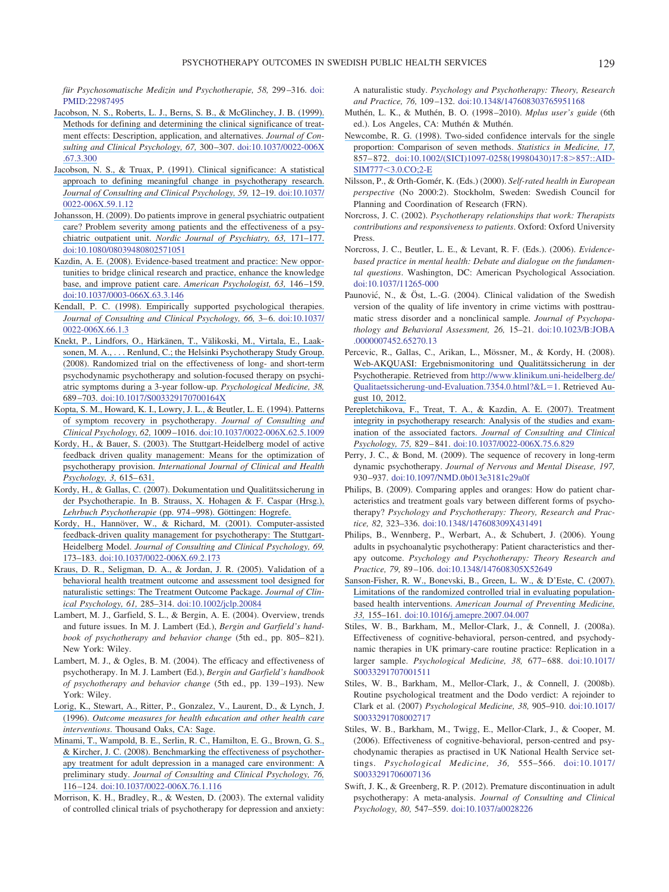*für Psychosomatische Medizin und Psychotherapie, 58,* 299–316. doi: PMID:22987495

Jacobson, N. S., Roberts, L. J., Berns, S. B., & McGlinchey, J. B. (1999). Methods for defining and determining the clinical significance of treatment effects: Description, application, and alternatives. *Journal of Consulting and Clinical Psychology, 67,* 300–307. doi:10.1037/0022-006X.67.3.300

Jacobson, N. S., & Truax, P. (1991). Clinical significance: A statistical approach to defining meaningful change in psychotherapy research. *Journal of Consulting and Clinical Psychology, 59,* 12–19. doi:10.1037/0022-006X.59.1.12

Johansson, H. (2009). Do patients improve in general psychiatric outpatient care? Problem severity among patients and the effectiveness of a psychiatric outpatient unit. *Nordic Journal of Psychiatry, 63,* 171–177. doi:10.1080/08039480802571051

Kazdin, A. E. (2008). Evidence-based treatment and practice: New opportunities to bridge clinical research and practice, enhance the knowledge base, and improve patient care. *American Psychologist, 63,* 146–159. doi:10.1037/0003-066X.63.3.146

Kendall, P. C. (1998). Empirically supported psychological therapies. *Journal of Consulting and Clinical Psychology, 66,* 3–6. doi:10.1037/0022-006X.66.1.3

Knekt, P., Lindfors, O., Härkänen, T., Välikoski, M., Virtala, E., Laaksonen, M. A., . . . Renlund, C.; the Helsinki Psychotherapy Study Group. (2008). Randomized trial on the effectiveness of long- and short-term psychodynamic psychotherapy and solution-focused therapy on psychiatric symptoms during a 3-year follow-up. *Psychological Medicine, 38,* 689–703. doi:10.1017/S003329170700164X

Kopta, S. M., Howard, K. I., Lowry, J. L., & Beutler, L. E. (1994). Patterns of symptom recovery in psychotherapy. *Journal of Consulting and Clinical Psychology, 62,* 1009–1016. doi:10.1037/0022-006X.62.5.1009

Kordy, H., & Bauer, S. (2003). The Stuttgart-Heidelberg model of active feedback driven quality management: Means for the optimization of psychotherapy provision. *International Journal of Clinical and Health Psychology, 3,* 615–631.

Kordy, H., & Gallas, C. (2007). Dokumentation und Qualitätssicherung in der Psychotherapie. In B. Strauss, X. Hohagen & F. Caspar (Hrsg.), *Lehrbuch Psychotherapie* (pp. 974–998). Göttingen: Hogrefe.

Kordy, H., Hannöver, W., & Richard, M. (2001). Computer-assisted feedback-driven quality management for psychotherapy: The Stuttgart-Heidelberg Model. *Journal of Consulting and Clinical Psychology, 69,* 173–183. doi:10.1037/0022-006X.69.2.173

Kraus, D. R., Seligman, D. A., & Jordan, J. R. (2005). Validation of a behavioral health treatment outcome and assessment tool designed for naturalistic settings: The Treatment Outcome Package. *Journal of Clinical Psychology, 61,* 285–314. doi:10.1002/jclp.20084

Lambert, M. J., Garfield, S. L., & Bergin, A. E. (2004). Overview, trends and future issues. In M. J. Lambert (Ed.), *Bergin and Garfield's handbook of psychotherapy and behavior change* (5th ed., pp. 805–821). New York: Wiley.

Lambert, M. J., & Ogles, B. M. (2004). The efficacy and effectiveness of psychotherapy. In M. J. Lambert (Ed.), *Bergin and Garfield's handbook of psychotherapy and behavior change* (5th ed., pp. 139–193). New York: Wiley.

Lorig, K., Stewart, A., Ritter, P., Gonzalez, V., Laurent, D., & Lynch, J. (1996). *Outcome measures for health education and other health care interventions.* Thousand Oaks, CA: Sage.

Minami, T., Wampold, B. E., Serlin, R. C., Hamilton, E. G., Brown, G. S., & Kircher, J. C. (2008). Benchmarking the effectiveness of psychotherapy treatment for adult depression in a managed care environment: A preliminary study. *Journal of Consulting and Clinical Psychology, 76,* 116–124. doi:10.1037/0022-006X.76.1.116

Morrison, K. H., Bradley, R., & Westen, D. (2003). The external validity of controlled clinical trials of psychotherapy for depression and anxiety: A naturalistic study. *Psychology and Psychotherapy: Theory, Research and Practice, 76,* 109–132. doi:10.1348/147608303765951168

Muthén, L. K., & Muthén, B. O. (1998–2010). *Mplus user's guide* (6th ed.). Los Angeles, CA: Muthén & Muthén.

Newcombe, R. G. (1998). Two-sided confidence intervals for the single proportion: Comparison of seven methods. *Statistics in Medicine, 17,* 857–872. doi:10.1002/(SICI)1097-0258(19980430)17:8>857::AID-SIM777<3.0.CO;2-E

Nilsson, P., & Orth-Gomér, K. (Eds.) (2000). *Self-rated health in European perspective* (No 2000:2). Stockholm, Sweden: Swedish Council for Planning and Coordination of Research (FRN).

Norcross, J. C. (2002). *Psychotherapy relationships that work: Therapists contributions and responsiveness to patients*. Oxford: Oxford University Press.

Norcross, J. C., Beutler, L. E., & Levant, R. F. (Eds.). (2006). *Evidence-based practice in mental health: Debate and dialogue on the fundamental questions*. Washington, DC: American Psychological Association. doi:10.1037/11265-000

Paunović, N., & Öst, L.-G. (2004). Clinical validation of the Swedish version of the quality of life inventory in crime victims with posttraumatic stress disorder and a nonclinical sample. *Journal of Psychopathology and Behavioral Assessment, 26,* 15–21. doi:10.1023/B:JOBA.0000007452.65270.13

Percevic, R., Gallas, C., Arikan, L., Mössner, M., & Kordy, H. (2008). Web-AKQUASI: Ergebnismonitoring und Qualitätssicherung in der Psychotherapie. Retrieved from http://www.klinikum.uni-heidelberg.de/Qualitaetssicherung-und-Evaluation.7354.0.html?&L=1. Retrieved August 10, 2012.

Perepletchikova, F., Treat, T. A., & Kazdin, A. E. (2007). Treatment integrity in psychotherapy research: Analysis of the studies and examination of the associated factors. *Journal of Consulting and Clinical Psychology, 75,* 829–841. doi:10.1037/0022-006X.75.6.829

Perry, J. C., & Bond, M. (2009). The sequence of recovery in long-term dynamic psychotherapy. *Journal of Nervous and Mental Disease, 197,* 930–937. doi:10.1097/NMD.0b013e3181c29a0f

Philips, B. (2009). Comparing apples and oranges: How do patient characteristics and treatment goals vary between different forms of psychotherapy? *Psychology and Psychotherapy: Theory, Research and Practice, 82,* 323–336. doi:10.1348/147608309X431491

Philips, B., Wennberg, P., Werbart, A., & Schubert, J. (2006). Young adults in psychoanalytic psychotherapy: Patient characteristics and therapy outcome. *Psychology and Psychotherapy: Theory Research and Practice, 79,* 89–106. doi:10.1348/147608305X52649

Sanson-Fisher, R. W., Bonevski, B., Green, L. W., & D'Este, C. (2007). Limitations of the randomized controlled trial in evaluating population-based health interventions. *American Journal of Preventing Medicine, 33,* 155–161. doi:10.1016/j.amepre.2007.04.007

Stiles, W. B., Barkham, M., Mellor-Clark, J., & Connell, J. (2008a). Effectiveness of cognitive-behavioral, person-centred, and psychodynamic therapies in UK primary-care routine practice: Replication in a larger sample. *Psychological Medicine, 38,* 677–688. doi:10.1017/S0033291707001511

Stiles, W. B., Barkham, M., Mellor-Clark, J., & Connell, J. (2008b). Routine psychological treatment and the Dodo verdict: A rejoinder to Clark et al. (2007) *Psychological Medicine, 38,* 905–910. doi:10.1017/S0033291708002717

Stiles, W. B., Barkham, M., Twigg, E., Mellor-Clark, J., & Cooper, M. (2006). Effectiveness of cognitive-behavioral, person-centred and psychodynamic therapies as practised in UK National Health Service settings. *Psychological Medicine, 36,* 555–566. doi:10.1017/S0033291706007136

Swift, J. K., & Greenberg, R. P. (2012). Premature discontinuation in adult psychotherapy: A meta-analysis. *Journal of Consulting and Clinical Psychology, 80,* 547–559. doi:10.1037/a0028226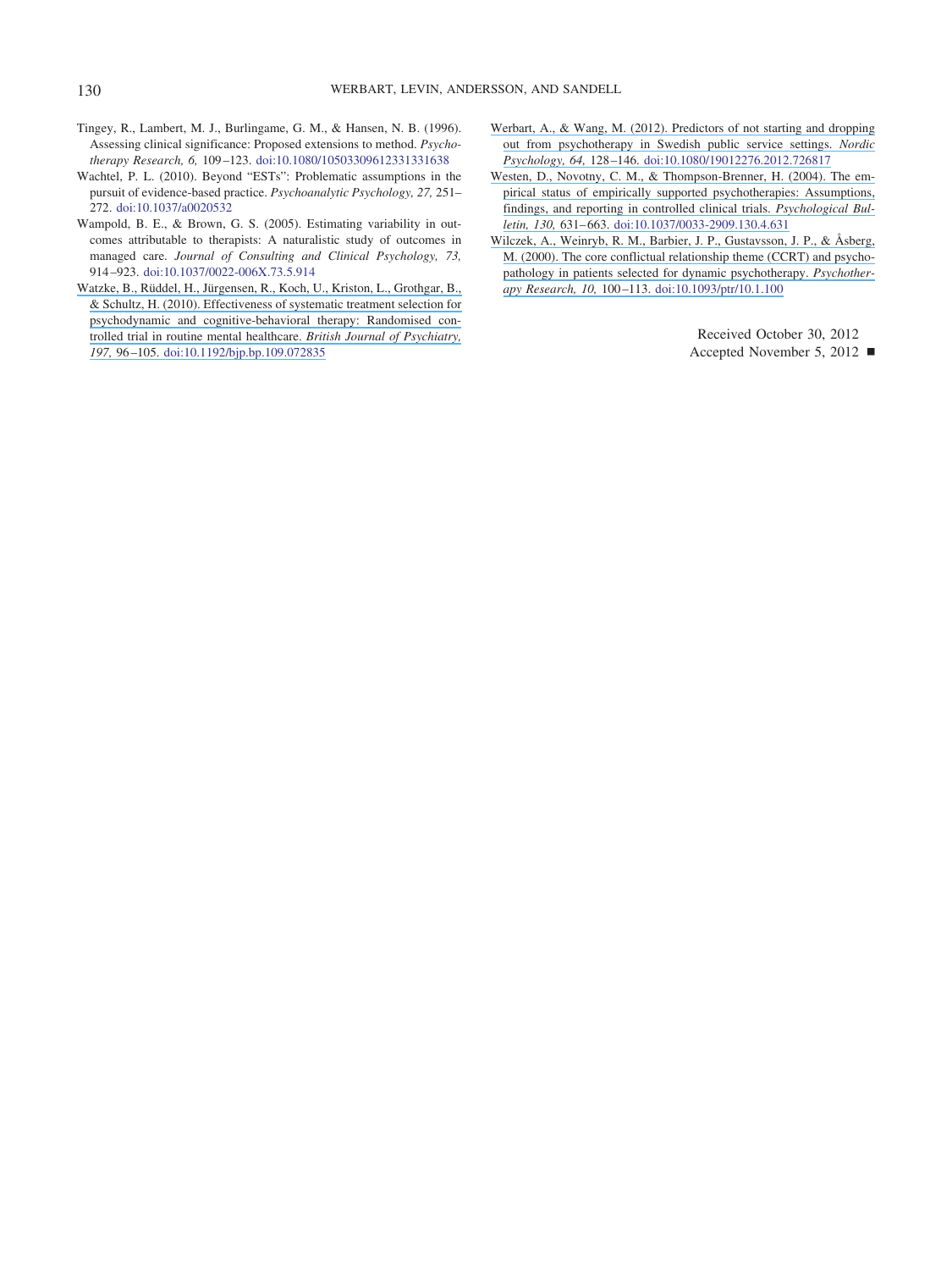Tingey, R., Lambert, M. J., Burlingame, G. M., & Hansen, N. B. (1996). Assessing clinical significance: Proposed extensions to method. *Psychotherapy Research, 6,* 109–123. doi:10.1080/10503309612331331638

Wachtel, P. L. (2010). Beyond "ESTs": Problematic assumptions in the pursuit of evidence-based practice. *Psychoanalytic Psychology, 27,* 251–272. doi:10.1037/a0020532

Wampold, B. E., & Brown, G. S. (2005). Estimating variability in outcomes attributable to therapists: A naturalistic study of outcomes in managed care. *Journal of Consulting and Clinical Psychology, 73,* 914–923. doi:10.1037/0022-006X.73.5.914

Watzke, B., Rüddel, H., Jürgensen, R., Koch, U., Kriston, L., Grothgar, B., & Schultz, H. (2010). Effectiveness of systematic treatment selection for psychodynamic and cognitive-behavioral therapy: Randomised controlled trial in routine mental healthcare. *British Journal of Psychiatry, 197,* 96–105. doi:10.1192/bjp.bp.109.072835

Werbart, A., & Wang, M. (2012). Predictors of not starting and dropping out from psychotherapy in Swedish public service settings. *Nordic Psychology, 64,* 128–146. doi:10.1080/19012276.2012.726817

Westen, D., Novotny, C. M., & Thompson-Brenner, H. (2004). The empirical status of empirically supported psychotherapies: Assumptions, findings, and reporting in controlled clinical trials. *Psychological Bulletin, 130,* 631–663. doi:10.1037/0033-2909.130.4.631

Wilczek, A., Weinryb, R. M., Barbier, J. P., Gustavsson, J. P., & Åsberg, M. (2000). The core conflictual relationship theme (CCRT) and psychopathology in patients selected for dynamic psychotherapy. *Psychotherapy Research, 10,* 100–113. doi:10.1093/ptr/10.1.100

Received October 30, 2012
Accepted November 5, 2012 ■